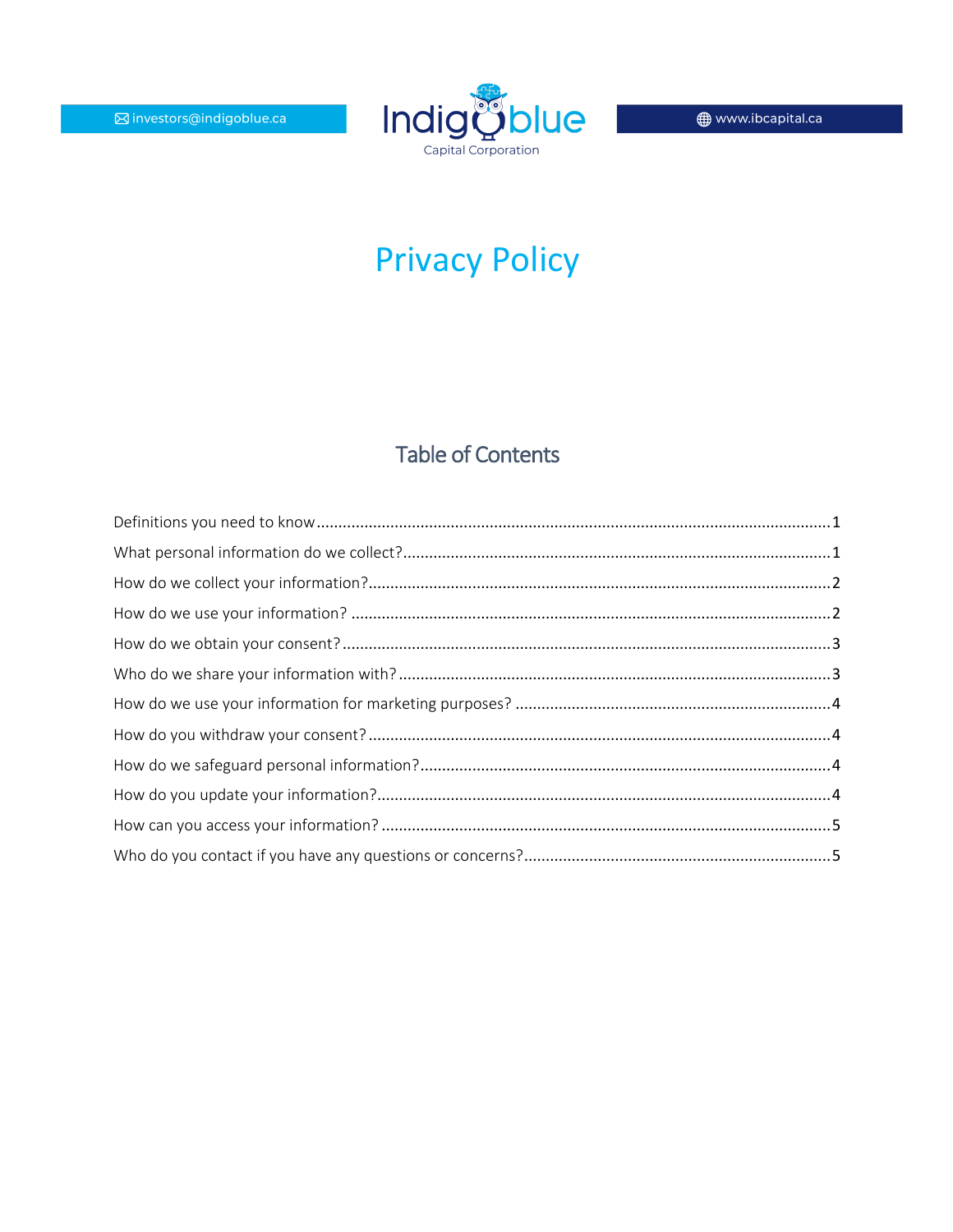investors@indigoblue.ca

Indigoblue Capital Corporation

www.ibcapital.ca

# Privacy Policy

## Table of Contents

Definitions you need to know ........ 1

What personal information do we collect? ........ 1

How do we collect your information? ........ 2

How do we use your information? ........ 2

How do we obtain your consent? ........ 3

Who do we share your information with? ........ 3

How do we use your information for marketing purposes? ........ 4

How do you withdraw your consent? ........ 4

How do we safeguard personal information? ........ 4

How do you update your information? ........ 4

How can you access your information? ........ 5

Who do you contact if you have any questions or concerns? ........ 5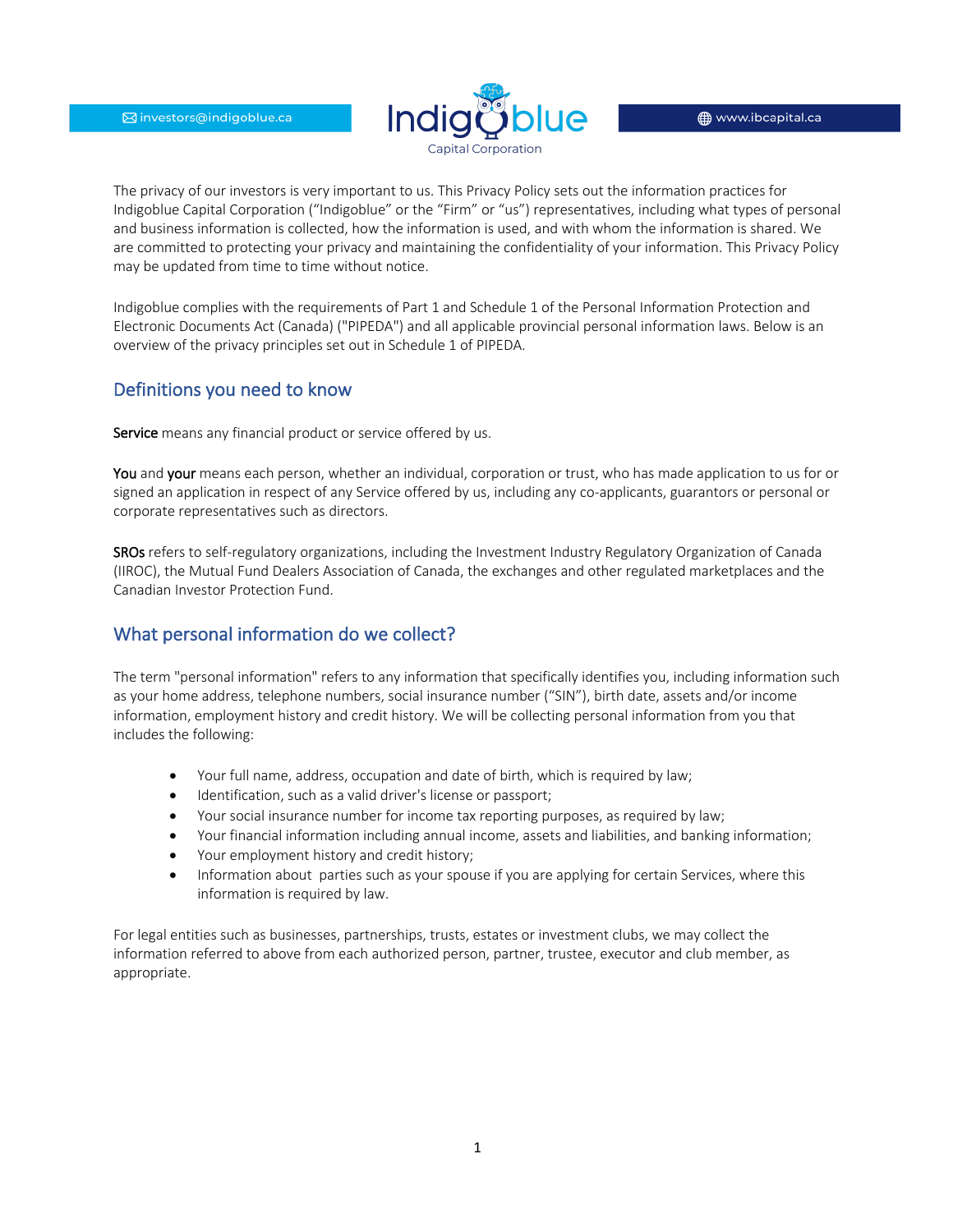investors@indigoblue.ca

**Indigoblue** Capital Corporation

www.ibcapital.ca

The privacy of our investors is very important to us. This Privacy Policy sets out the information practices for Indigoblue Capital Corporation ("Indigoblue" or the "Firm" or "us") representatives, including what types of personal and business information is collected, how the information is used, and with whom the information is shared. We are committed to protecting your privacy and maintaining the confidentiality of your information. This Privacy Policy may be updated from time to time without notice.

Indigoblue complies with the requirements of Part 1 and Schedule 1 of the Personal Information Protection and Electronic Documents Act (Canada) ("PIPEDA") and all applicable provincial personal information laws. Below is an overview of the privacy principles set out in Schedule 1 of PIPEDA.

## Definitions you need to know

**Service** means any financial product or service offered by us.

**You** and **your** means each person, whether an individual, corporation or trust, who has made application to us for or signed an application in respect of any Service offered by us, including any co-applicants, guarantors or personal or corporate representatives such as directors.

**SROs** refers to self-regulatory organizations, including the Investment Industry Regulatory Organization of Canada (IIROC), the Mutual Fund Dealers Association of Canada, the exchanges and other regulated marketplaces and the Canadian Investor Protection Fund.

## What personal information do we collect?

The term "personal information" refers to any information that specifically identifies you, including information such as your home address, telephone numbers, social insurance number ("SIN"), birth date, assets and/or income information, employment history and credit history. We will be collecting personal information from you that includes the following:

- Your full name, address, occupation and date of birth, which is required by law;
- Identification, such as a valid driver's license or passport;
- Your social insurance number for income tax reporting purposes, as required by law;
- Your financial information including annual income, assets and liabilities, and banking information;
- Your employment history and credit history;
- Information about parties such as your spouse if you are applying for certain Services, where this information is required by law.

For legal entities such as businesses, partnerships, trusts, estates or investment clubs, we may collect the information referred to above from each authorized person, partner, trustee, executor and club member, as appropriate.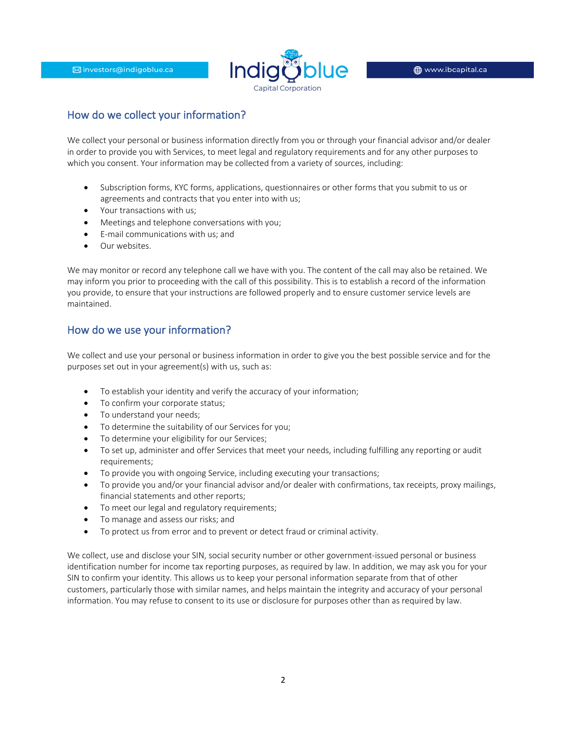## How do we collect your information?

We collect your personal or business information directly from you or through your financial advisor and/or dealer in order to provide you with Services, to meet legal and regulatory requirements and for any other purposes to which you consent. Your information may be collected from a variety of sources, including:

- Subscription forms, KYC forms, applications, questionnaires or other forms that you submit to us or agreements and contracts that you enter into with us;
- Your transactions with us;
- Meetings and telephone conversations with you;
- E-mail communications with us; and
- Our websites.

We may monitor or record any telephone call we have with you. The content of the call may also be retained. We may inform you prior to proceeding with the call of this possibility. This is to establish a record of the information you provide, to ensure that your instructions are followed properly and to ensure customer service levels are maintained.

## How do we use your information?

We collect and use your personal or business information in order to give you the best possible service and for the purposes set out in your agreement(s) with us, such as:

- To establish your identity and verify the accuracy of your information;
- To confirm your corporate status;
- To understand your needs;
- To determine the suitability of our Services for you;
- To determine your eligibility for our Services;
- To set up, administer and offer Services that meet your needs, including fulfilling any reporting or audit requirements;
- To provide you with ongoing Service, including executing your transactions;
- To provide you and/or your financial advisor and/or dealer with confirmations, tax receipts, proxy mailings, financial statements and other reports;
- To meet our legal and regulatory requirements;
- To manage and assess our risks; and
- To protect us from error and to prevent or detect fraud or criminal activity.

We collect, use and disclose your SIN, social security number or other government-issued personal or business identification number for income tax reporting purposes, as required by law. In addition, we may ask you for your SIN to confirm your identity. This allows us to keep your personal information separate from that of other customers, particularly those with similar names, and helps maintain the integrity and accuracy of your personal information. You may refuse to consent to its use or disclosure for purposes other than as required by law.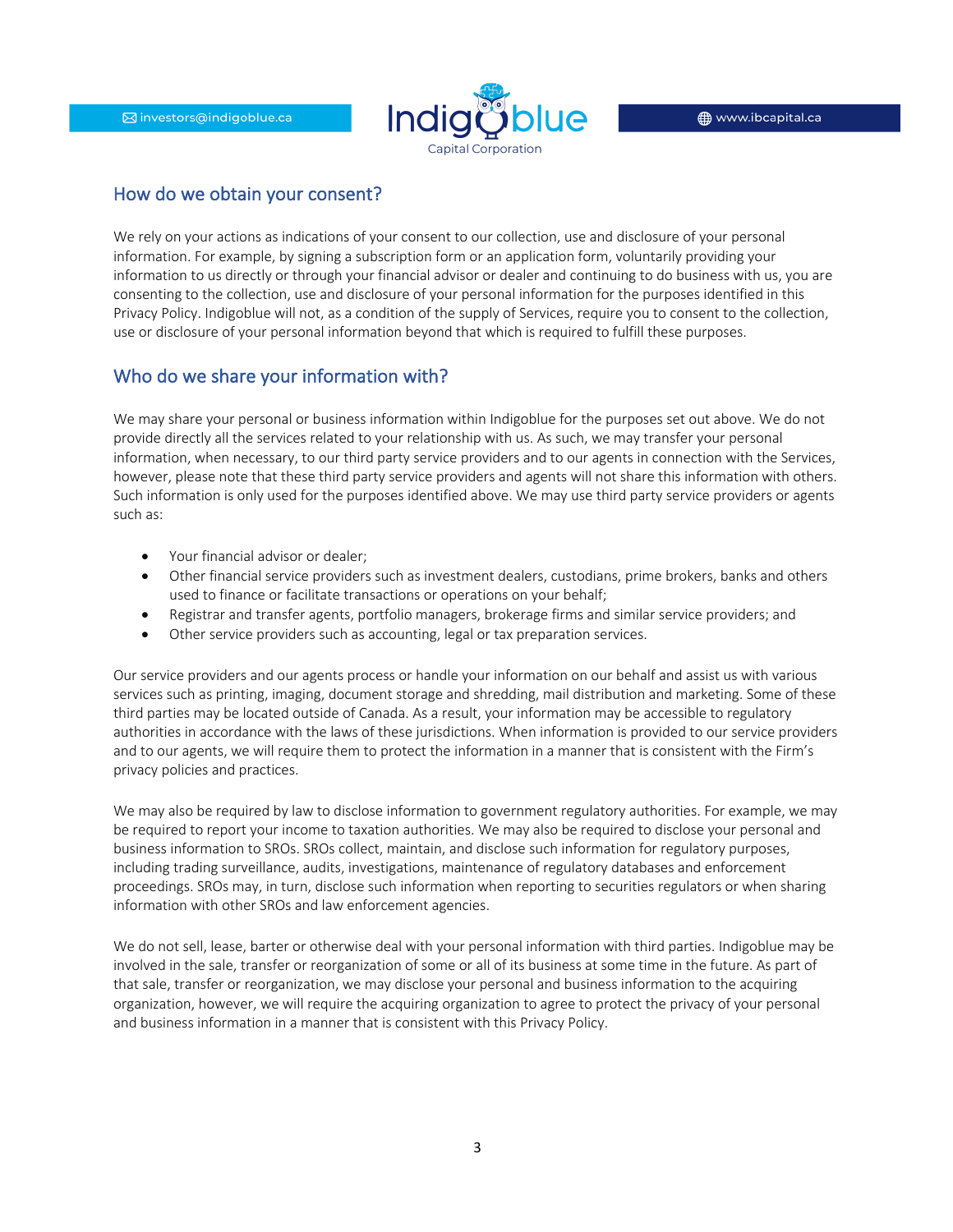## How do we obtain your consent?

We rely on your actions as indications of your consent to our collection, use and disclosure of your personal information. For example, by signing a subscription form or an application form, voluntarily providing your information to us directly or through your financial advisor or dealer and continuing to do business with us, you are consenting to the collection, use and disclosure of your personal information for the purposes identified in this Privacy Policy. Indigoblue will not, as a condition of the supply of Services, require you to consent to the collection, use or disclosure of your personal information beyond that which is required to fulfill these purposes.

## Who do we share your information with?

We may share your personal or business information within Indigoblue for the purposes set out above. We do not provide directly all the services related to your relationship with us. As such, we may transfer your personal information, when necessary, to our third party service providers and to our agents in connection with the Services, however, please note that these third party service providers and agents will not share this information with others. Such information is only used for the purposes identified above. We may use third party service providers or agents such as:

- Your financial advisor or dealer;
- Other financial service providers such as investment dealers, custodians, prime brokers, banks and others used to finance or facilitate transactions or operations on your behalf;
- Registrar and transfer agents, portfolio managers, brokerage firms and similar service providers; and
- Other service providers such as accounting, legal or tax preparation services.

Our service providers and our agents process or handle your information on our behalf and assist us with various services such as printing, imaging, document storage and shredding, mail distribution and marketing. Some of these third parties may be located outside of Canada. As a result, your information may be accessible to regulatory authorities in accordance with the laws of these jurisdictions. When information is provided to our service providers and to our agents, we will require them to protect the information in a manner that is consistent with the Firm's privacy policies and practices.

We may also be required by law to disclose information to government regulatory authorities. For example, we may be required to report your income to taxation authorities. We may also be required to disclose your personal and business information to SROs. SROs collect, maintain, and disclose such information for regulatory purposes, including trading surveillance, audits, investigations, maintenance of regulatory databases and enforcement proceedings. SROs may, in turn, disclose such information when reporting to securities regulators or when sharing information with other SROs and law enforcement agencies.

We do not sell, lease, barter or otherwise deal with your personal information with third parties. Indigoblue may be involved in the sale, transfer or reorganization of some or all of its business at some time in the future. As part of that sale, transfer or reorganization, we may disclose your personal and business information to the acquiring organization, however, we will require the acquiring organization to agree to protect the privacy of your personal and business information in a manner that is consistent with this Privacy Policy.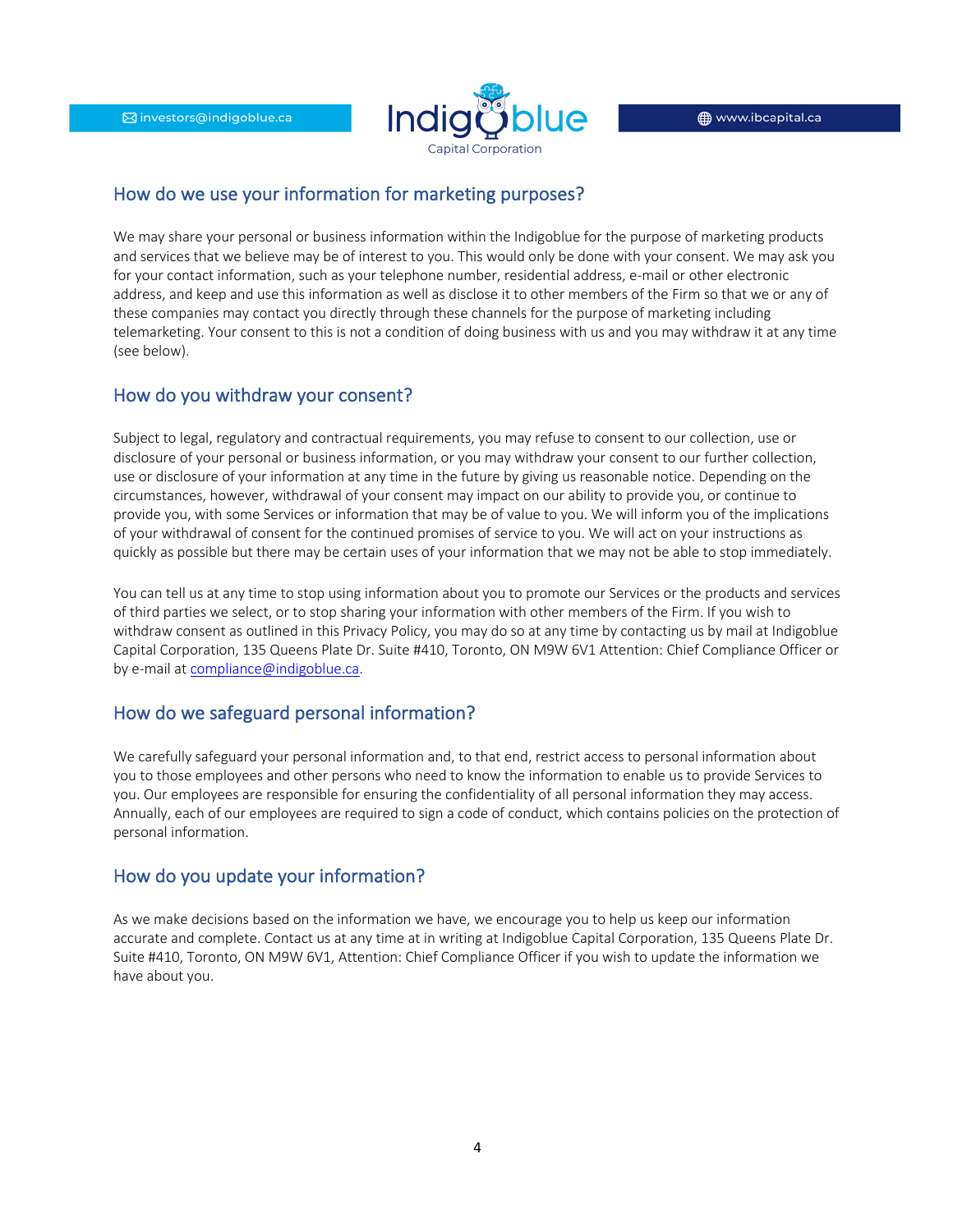## How do we use your information for marketing purposes?

We may share your personal or business information within the Indigoblue for the purpose of marketing products and services that we believe may be of interest to you. This would only be done with your consent. We may ask you for your contact information, such as your telephone number, residential address, e-mail or other electronic address, and keep and use this information as well as disclose it to other members of the Firm so that we or any of these companies may contact you directly through these channels for the purpose of marketing including telemarketing. Your consent to this is not a condition of doing business with us and you may withdraw it at any time (see below).

## How do you withdraw your consent?

Subject to legal, regulatory and contractual requirements, you may refuse to consent to our collection, use or disclosure of your personal or business information, or you may withdraw your consent to our further collection, use or disclosure of your information at any time in the future by giving us reasonable notice. Depending on the circumstances, however, withdrawal of your consent may impact on our ability to provide you, or continue to provide you, with some Services or information that may be of value to you. We will inform you of the implications of your withdrawal of consent for the continued promises of service to you. We will act on your instructions as quickly as possible but there may be certain uses of your information that we may not be able to stop immediately.

You can tell us at any time to stop using information about you to promote our Services or the products and services of third parties we select, or to stop sharing your information with other members of the Firm. If you wish to withdraw consent as outlined in this Privacy Policy, you may do so at any time by contacting us by mail at Indigoblue Capital Corporation, 135 Queens Plate Dr. Suite #410, Toronto, ON M9W 6V1 Attention: Chief Compliance Officer or by e-mail at compliance@indigoblue.ca.

## How do we safeguard personal information?

We carefully safeguard your personal information and, to that end, restrict access to personal information about you to those employees and other persons who need to know the information to enable us to provide Services to you. Our employees are responsible for ensuring the confidentiality of all personal information they may access. Annually, each of our employees are required to sign a code of conduct, which contains policies on the protection of personal information.

## How do you update your information?

As we make decisions based on the information we have, we encourage you to help us keep our information accurate and complete. Contact us at any time at in writing at Indigoblue Capital Corporation, 135 Queens Plate Dr. Suite #410, Toronto, ON M9W 6V1, Attention: Chief Compliance Officer if you wish to update the information we have about you.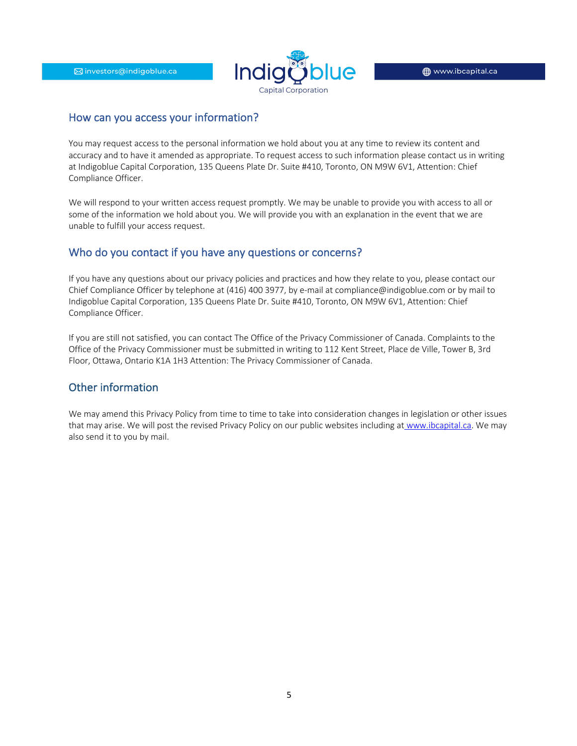## How can you access your information?

You may request access to the personal information we hold about you at any time to review its content and accuracy and to have it amended as appropriate. To request access to such information please contact us in writing at Indigoblue Capital Corporation, 135 Queens Plate Dr. Suite #410, Toronto, ON M9W 6V1, Attention: Chief Compliance Officer.

We will respond to your written access request promptly. We may be unable to provide you with access to all or some of the information we hold about you. We will provide you with an explanation in the event that we are unable to fulfill your access request.

## Who do you contact if you have any questions or concerns?

If you have any questions about our privacy policies and practices and how they relate to you, please contact our Chief Compliance Officer by telephone at (416) 400 3977, by e-mail at compliance@indigoblue.com or by mail to Indigoblue Capital Corporation, 135 Queens Plate Dr. Suite #410, Toronto, ON M9W 6V1, Attention: Chief Compliance Officer.

If you are still not satisfied, you can contact The Office of the Privacy Commissioner of Canada. Complaints to the Office of the Privacy Commissioner must be submitted in writing to 112 Kent Street, Place de Ville, Tower B, 3rd Floor, Ottawa, Ontario K1A 1H3 Attention: The Privacy Commissioner of Canada.

## Other information

We may amend this Privacy Policy from time to time to take into consideration changes in legislation or other issues that may arise. We will post the revised Privacy Policy on our public websites including at www.ibcapital.ca. We may also send it to you by mail.